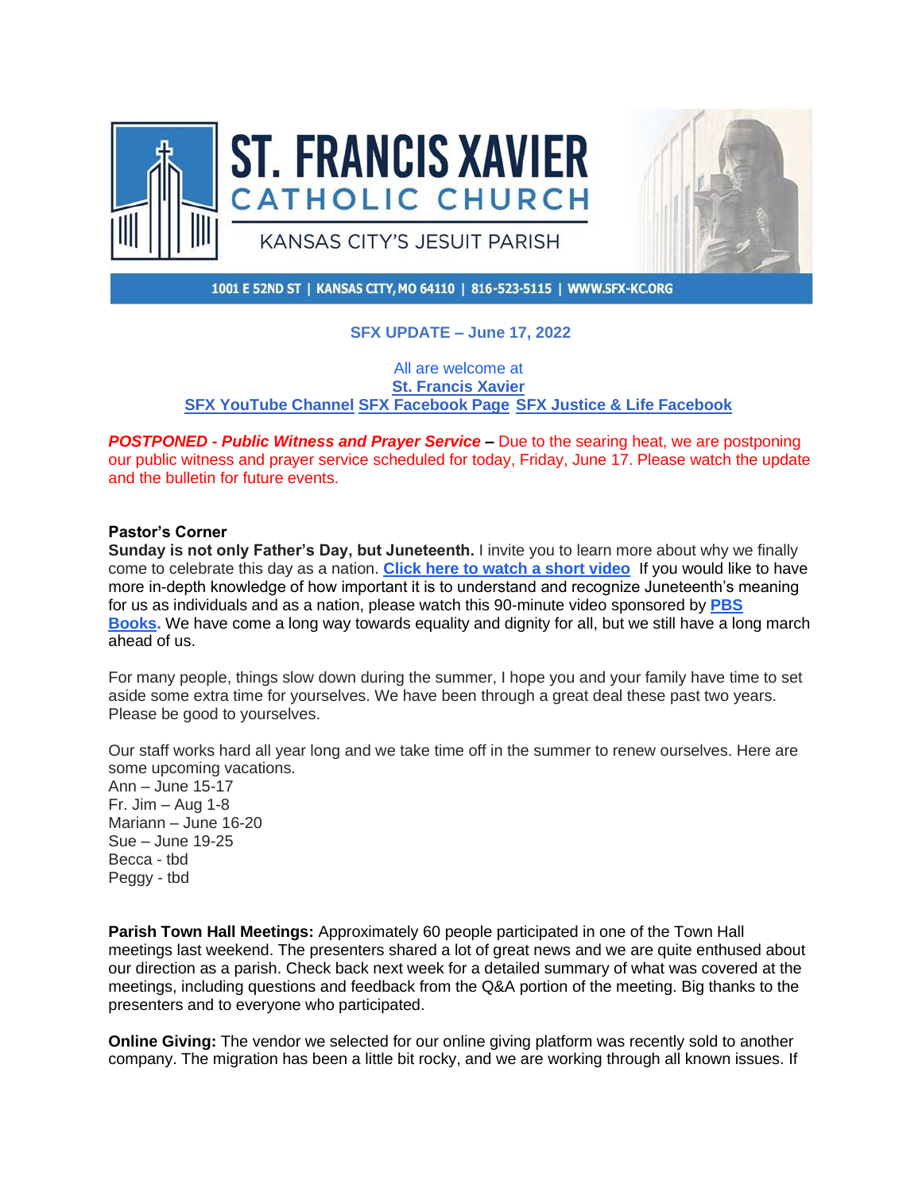# ST. FRANCIS XAVIER CATHOLIC CHURCH

KANSAS CITY'S JESUIT PARISH

1001 E 52ND ST | KANSAS CITY, MO 64110 | 816-523-5115 | WWW.SFX-KC.ORG

## SFX UPDATE – June 17, 2022

All are welcome at
**St. Francis Xavier**
**SFX YouTube Channel** **SFX Facebook Page** **SFX Justice & Life Facebook**

***POSTPONED - Public Witness and Prayer Service*** **–** Due to the searing heat, we are postponing our public witness and prayer service scheduled for today, Friday, June 17. Please watch the update and the bulletin for future events.

**Pastor's Corner**
**Sunday is not only Father's Day, but Juneteenth.** I invite you to learn more about why we finally come to celebrate this day as a nation. **Click here to watch a short video** If you would like to have more in-depth knowledge of how important it is to understand and recognize Juneteenth's meaning for us as individuals and as a nation, please watch this 90-minute video sponsored by **PBS Books.** We have come a long way towards equality and dignity for all, but we still have a long march ahead of us.

For many people, things slow down during the summer, I hope you and your family have time to set aside some extra time for yourselves. We have been through a great deal these past two years. Please be good to yourselves.

Our staff works hard all year long and we take time off in the summer to renew ourselves. Here are some upcoming vacations.
Ann – June 15-17
Fr. Jim – Aug 1-8
Mariann – June 16-20
Sue – June 19-25
Becca - tbd
Peggy - tbd

**Parish Town Hall Meetings:** Approximately 60 people participated in one of the Town Hall meetings last weekend. The presenters shared a lot of great news and we are quite enthused about our direction as a parish. Check back next week for a detailed summary of what was covered at the meetings, including questions and feedback from the Q&A portion of the meeting. Big thanks to the presenters and to everyone who participated.

**Online Giving:** The vendor we selected for our online giving platform was recently sold to another company. The migration has been a little bit rocky, and we are working through all known issues. If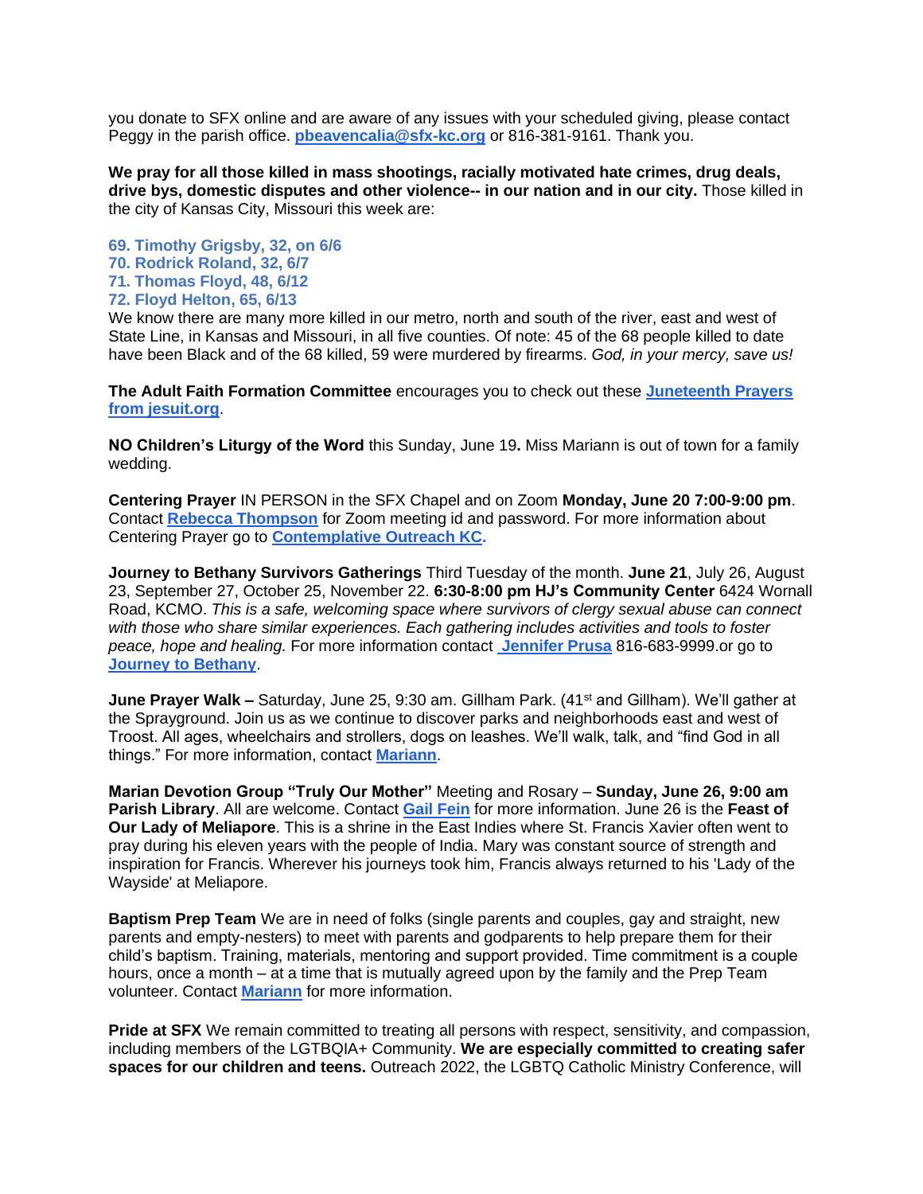you donate to SFX online and are aware of any issues with your scheduled giving, please contact Peggy in the parish office. **pbeavencalia@sfx-kc.org** or 816-381-9161. Thank you.

**We pray for all those killed in mass shootings, racially motivated hate crimes, drug deals, drive bys, domestic disputes and other violence-- in our nation and in our city.** Those killed in the city of Kansas City, Missouri this week are:

**69. Timothy Grigsby, 32, on 6/6**
**70. Rodrick Roland, 32, 6/7**
**71. Thomas Floyd, 48, 6/12**
**72. Floyd Helton, 65, 6/13**

We know there are many more killed in our metro, north and south of the river, east and west of State Line, in Kansas and Missouri, in all five counties. Of note: 45 of the 68 people killed to date have been Black and of the 68 killed, 59 were murdered by firearms. *God, in your mercy, save us!*

**The Adult Faith Formation Committee** encourages you to check out these **Juneteenth Prayers from jesuit.org**.

**NO Children's Liturgy of the Word** this Sunday, June 19**.** Miss Mariann is out of town for a family wedding.

**Centering Prayer** IN PERSON in the SFX Chapel and on Zoom **Monday, June 20 7:00-9:00 pm**. Contact **Rebecca Thompson** for Zoom meeting id and password. For more information about Centering Prayer go to **Contemplative Outreach KC.**

**Journey to Bethany Survivors Gatherings** Third Tuesday of the month. **June 21**, July 26, August 23, September 27, October 25, November 22. **6:30-8:00 pm HJ's Community Center** 6424 Wornall Road, KCMO. *This is a safe, welcoming space where survivors of clergy sexual abuse can connect with those who share similar experiences. Each gathering includes activities and tools to foster peace, hope and healing.* For more information contact **Jennifer Prusa** 816-683-9999.or go to **Journey to Bethany**.

**June Prayer Walk –** Saturday, June 25, 9:30 am. Gillham Park. (41st and Gillham). We'll gather at the Sprayground. Join us as we continue to discover parks and neighborhoods east and west of Troost. All ages, wheelchairs and strollers, dogs on leashes. We'll walk, talk, and "find God in all things." For more information, contact **Mariann**.

**Marian Devotion Group "Truly Our Mother"** Meeting and Rosary – **Sunday, June 26, 9:00 am Parish Library**. All are welcome. Contact **Gail Fein** for more information. June 26 is the **Feast of Our Lady of Meliapore**. This is a shrine in the East Indies where St. Francis Xavier often went to pray during his eleven years with the people of India. Mary was constant source of strength and inspiration for Francis. Wherever his journeys took him, Francis always returned to his 'Lady of the Wayside' at Meliapore.

**Baptism Prep Team** We are in need of folks (single parents and couples, gay and straight, new parents and empty-nesters) to meet with parents and godparents to help prepare them for their child's baptism. Training, materials, mentoring and support provided. Time commitment is a couple hours, once a month – at a time that is mutually agreed upon by the family and the Prep Team volunteer. Contact **Mariann** for more information.

**Pride at SFX** We remain committed to treating all persons with respect, sensitivity, and compassion, including members of the LGTBQIA+ Community. **We are especially committed to creating safer spaces for our children and teens.** Outreach 2022, the LGBTQ Catholic Ministry Conference, will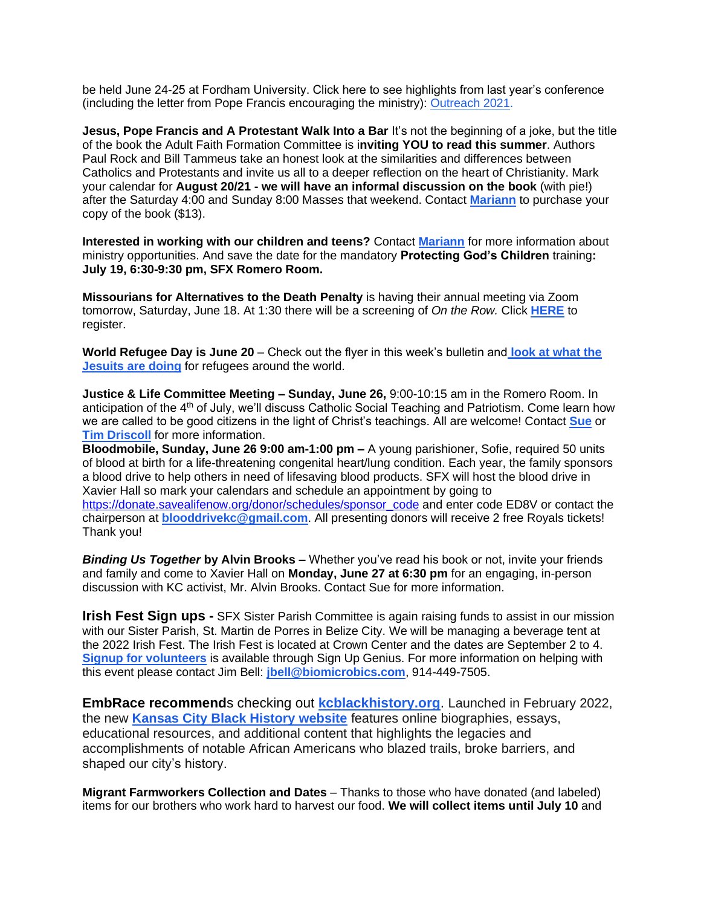be held June 24-25 at Fordham University. Click here to see highlights from last year's conference (including the letter from Pope Francis encouraging the ministry): Outreach 2021.

**Jesus, Pope Francis and A Protestant Walk Into a Bar** It's not the beginning of a joke, but the title of the book the Adult Faith Formation Committee is i**nviting YOU to read this summer**. Authors Paul Rock and Bill Tammeus take an honest look at the similarities and differences between Catholics and Protestants and invite us all to a deeper reflection on the heart of Christianity. Mark your calendar for **August 20/21 - we will have an informal discussion on the book** (with pie!) after the Saturday 4:00 and Sunday 8:00 Masses that weekend. Contact **Mariann** to purchase your copy of the book ($13).

**Interested in working with our children and teens?** Contact **Mariann** for more information about ministry opportunities. And save the date for the mandatory **Protecting God's Children** training**: July 19, 6:30-9:30 pm, SFX Romero Room.**

**Missourians for Alternatives to the Death Penalty** is having their annual meeting via Zoom tomorrow, Saturday, June 18. At 1:30 there will be a screening of *On the Row.* Click **HERE** to register.

**World Refugee Day is June 20** – Check out the flyer in this week's bulletin and **look at what the Jesuits are doing** for refugees around the world.

**Justice & Life Committee Meeting – Sunday, June 26,** 9:00-10:15 am in the Romero Room. In anticipation of the 4th of July, we'll discuss Catholic Social Teaching and Patriotism. Come learn how we are called to be good citizens in the light of Christ's teachings. All are welcome! Contact **Sue** or **Tim Driscoll** for more information.

**Bloodmobile, Sunday, June 26 9:00 am-1:00 pm –** A young parishioner, Sofie, required 50 units of blood at birth for a life-threatening congenital heart/lung condition. Each year, the family sponsors a blood drive to help others in need of lifesaving blood products. SFX will host the blood drive in Xavier Hall so mark your calendars and schedule an appointment by going to https://donate.savealifenow.org/donor/schedules/sponsor_code and enter code ED8V or contact the chairperson at **blooddrivekc@gmail.com**. All presenting donors will receive 2 free Royals tickets! Thank you!

***Binding Us Together* by Alvin Brooks –** Whether you've read his book or not, invite your friends and family and come to Xavier Hall on **Monday, June 27 at 6:30 pm** for an engaging, in-person discussion with KC activist, Mr. Alvin Brooks. Contact Sue for more information.

**Irish Fest Sign ups -** SFX Sister Parish Committee is again raising funds to assist in our mission with our Sister Parish, St. Martin de Porres in Belize City. We will be managing a beverage tent at the 2022 Irish Fest. The Irish Fest is located at Crown Center and the dates are September 2 to 4. **Signup for volunteers** is available through Sign Up Genius. For more information on helping with this event please contact Jim Bell: **jbell@biomicrobics.com**, 914-449-7505.

**EmbRace recommend**s checking out **kcblackhistory.org**. Launched in February 2022, the new **Kansas City Black History website** features online biographies, essays, educational resources, and additional content that highlights the legacies and accomplishments of notable African Americans who blazed trails, broke barriers, and shaped our city's history.

**Migrant Farmworkers Collection and Dates** – Thanks to those who have donated (and labeled) items for our brothers who work hard to harvest our food. **We will collect items until July 10** and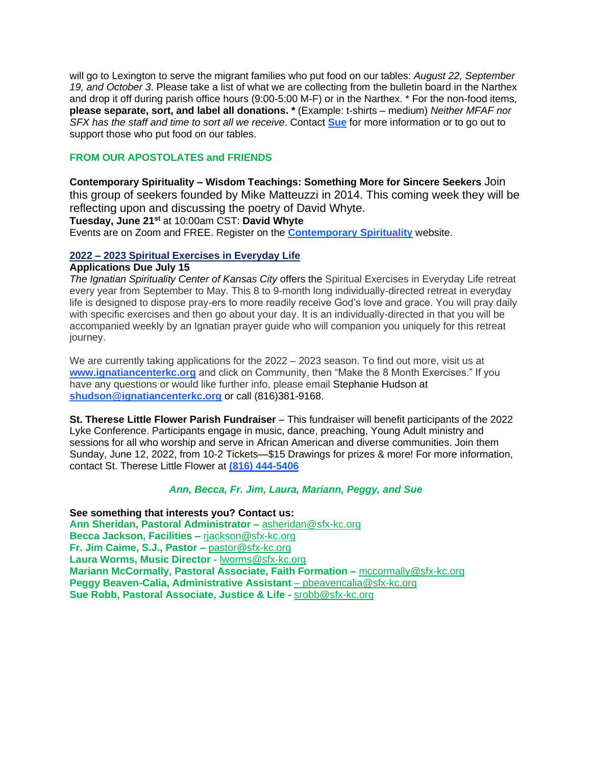will go to Lexington to serve the migrant families who put food on our tables: *August 22, September 19, and October 3*. Please take a list of what we are collecting from the bulletin board in the Narthex and drop it off during parish office hours (9:00-5:00 M-F) or in the Narthex. * For the non-food items, **please separate, sort, and label all donations. *** (Example: t-shirts – medium) *Neither MFAF nor SFX has the staff and time to sort all we receive*. Contact **Sue** for more information or to go out to support those who put food on our tables.

## FROM OUR APOSTOLATES and FRIENDS

**Contemporary Spirituality – Wisdom Teachings: Something More for Sincere Seekers** Join this group of seekers founded by Mike Matteuzzi in 2014. This coming week they will be reflecting upon and discussing the poetry of David Whyte.

**Tuesday, June 21st** at 10:00am CST: **David Whyte**

Events are on Zoom and FREE. Register on the **Contemporary Spirituality** website.

**2022 – 2023 Spiritual Exercises in Everyday Life**

**Applications Due July 15**

*The Ignatian Spirituality Center of Kansas City* offers the Spiritual Exercises in Everyday Life retreat every year from September to May. This 8 to 9-month long individually-directed retreat in everyday life is designed to dispose pray-ers to more readily receive God's love and grace. You will pray daily with specific exercises and then go about your day. It is an individually-directed in that you will be accompanied weekly by an Ignatian prayer guide who will companion you uniquely for this retreat journey.

We are currently taking applications for the 2022 – 2023 season. To find out more, visit us at **www.ignatiancenterkc.org** and click on Community, then "Make the 8 Month Exercises." If you have any questions or would like further info, please email Stephanie Hudson at **shudson@ignatiancenterkc.org** or call (816)381-9168.

**St. Therese Little Flower Parish Fundraiser** – This fundraiser will benefit participants of the 2022 Lyke Conference. Participants engage in music, dance, preaching, Young Adult ministry and sessions for all who worship and serve in African American and diverse communities. Join them Sunday, June 12, 2022, from 10-2 Tickets—$15 Drawings for prizes & more! For more information, contact St. Therese Little Flower at **(816) 444-5406**

***Ann, Becca, Fr. Jim, Laura, Mariann, Peggy, and Sue***

**See something that interests you? Contact us:**

**Ann Sheridan, Pastoral Administrator –** asheridan@sfx-kc.org
**Becca Jackson, Facilities –** rjackson@sfx-kc.org
**Fr. Jim Caime, S.J., Pastor –** pastor@sfx-kc.org
**Laura Worms, Music Director -** lworms@sfx-kc.org
**Mariann McCormally, Pastoral Associate, Faith Formation –** mccormally@sfx-kc.org
**Peggy Beaven-Calia, Administrative Assistant** – pbeavencalia@sfx-kc.org
**Sue Robb, Pastoral Associate, Justice & Life -** srobb@sfx-kc.org